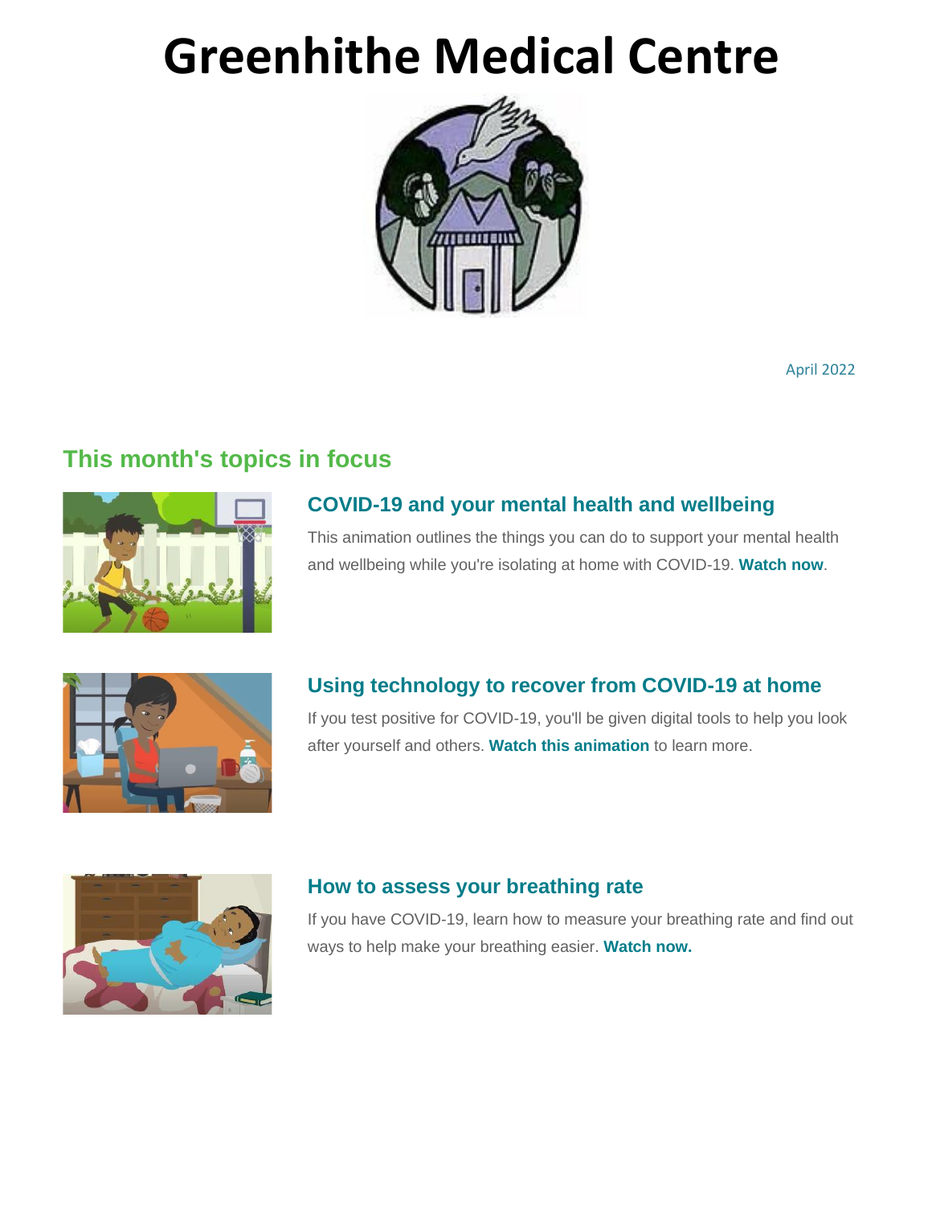# Greenhithe Medical Centre

April 2022

## This month's topics in focus

### COVID-19 and your mental health and wellbeing

This animation outlines the things you can do to support your mental health and wellbeing while you're isolating at home with COVID-19. **Watch now**.

### Using technology to recover from COVID-19 at home

If you test positive for COVID-19, you'll be given digital tools to help you look after yourself and others. **Watch this animation** to learn more.

### How to assess your breathing rate

If you have COVID-19, learn how to measure your breathing rate and find out ways to help make your breathing easier. **Watch now.**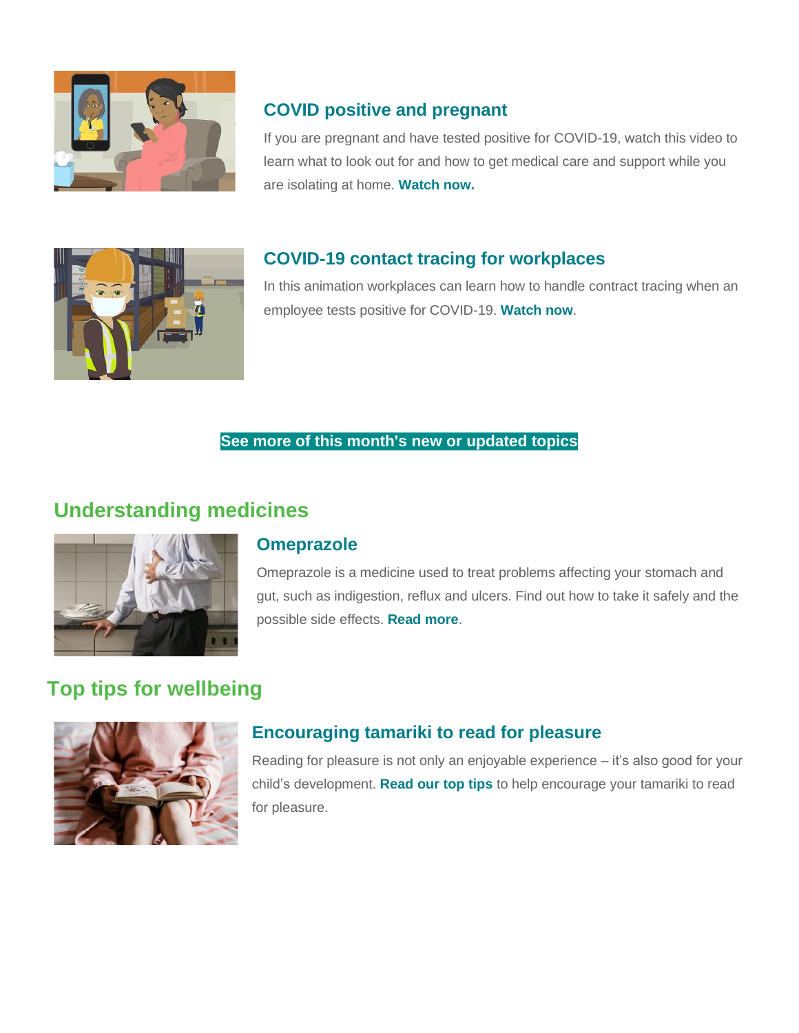### COVID positive and pregnant

If you are pregnant and have tested positive for COVID-19, watch this video to learn what to look out for and how to get medical care and support while you are isolating at home. **Watch now.**

### COVID-19 contact tracing for workplaces

In this animation workplaces can learn how to handle contract tracing when an employee tests positive for COVID-19. **Watch now**.

**See more of this month's new or updated topics**

## Understanding medicines

### Omeprazole

Omeprazole is a medicine used to treat problems affecting your stomach and gut, such as indigestion, reflux and ulcers. Find out how to take it safely and the possible side effects. **Read more**.

## Top tips for wellbeing

### Encouraging tamariki to read for pleasure

Reading for pleasure is not only an enjoyable experience – it's also good for your child's development. **Read our top tips** to help encourage your tamariki to read for pleasure.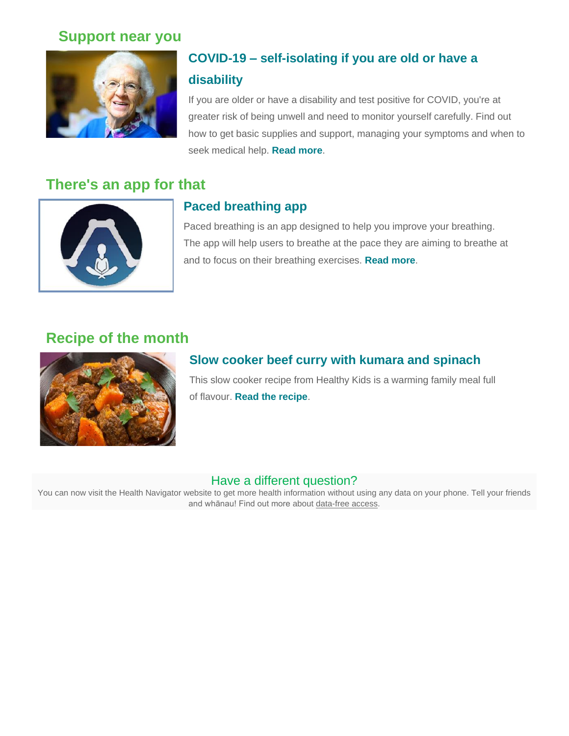## Support near you

### COVID-19 – self-isolating if you are old or have a disability

If you are older or have a disability and test positive for COVID, you're at greater risk of being unwell and need to monitor yourself carefully. Find out how to get basic supplies and support, managing your symptoms and when to seek medical help. **Read more**.

## There's an app for that

### Paced breathing app

Paced breathing is an app designed to help you improve your breathing. The app will help users to breathe at the pace they are aiming to breathe at and to focus on their breathing exercises. **Read more**.

## Recipe of the month

### Slow cooker beef curry with kumara and spinach

This slow cooker recipe from Healthy Kids is a warming family meal full of flavour. **Read the recipe**.

## Have a different question?

You can now visit the Health Navigator website to get more health information without using any data on your phone. Tell your friends and whānau! Find out more about data-free access.